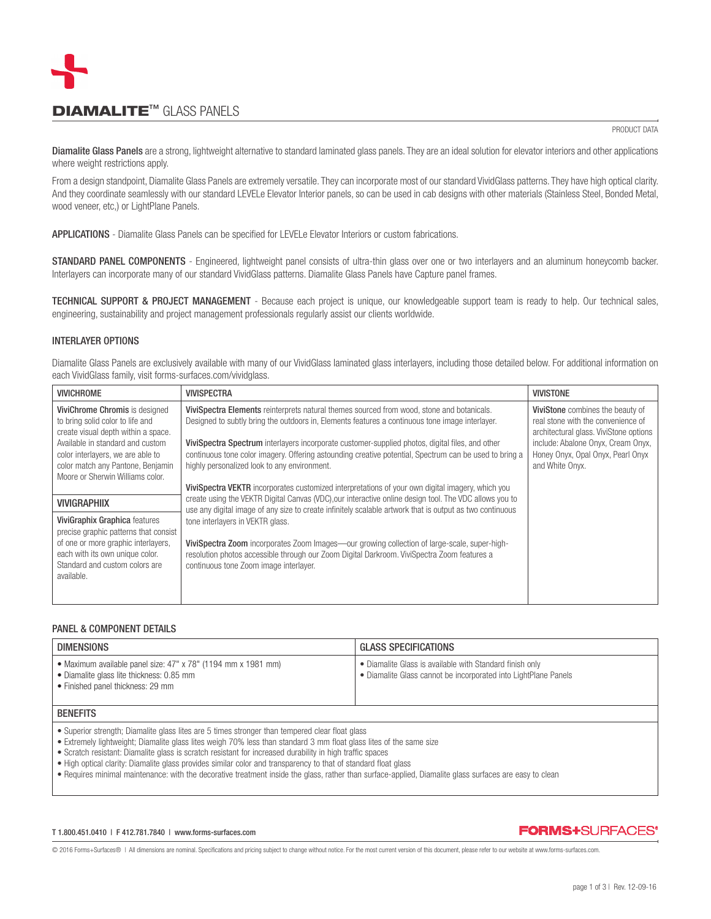# DIAMALITE™ GLASS PANELS

PRODUCT DATA

**Diamalite Glass Panels** are a strong, lightweight alternative to standard laminated glass panels. They are an ideal solution for elevator interiors and other applications where weight restrictions apply.

From a design standpoint, Diamalite Glass Panels are extremely versatile. They can incorporate most of our standard VividGlass patterns. They have high optical clarity. And they coordinate seamlessly with our standard LEVELe Elevator Interior panels, so can be used in cab designs with other materials (Stainless Steel, Bonded Metal, wood veneer, etc,) or LightPlane Panels.

**APPLICATIONS** - Diamalite Glass Panels can be specified for LEVELe Elevator Interiors or custom fabrications.

**STANDARD PANEL COMPONENTS** - Engineered, lightweight panel consists of ultra-thin glass over one or two interlayers and an aluminum honeycomb backer. Interlayers can incorporate many of our standard VividGlass patterns. Diamalite Glass Panels have Capture panel frames.

**TECHNICAL SUPPORT & PROJECT MANAGEMENT** - Because each project is unique, our knowledgeable support team is ready to help. Our technical sales, engineering, sustainability and project management professionals regularly assist our clients worldwide.

## INTERLAYER OPTIONS

Diamalite Glass Panels are exclusively available with many of our VividGlass laminated glass interlayers, including those detailed below. For additional information on each VividGlass family, visit forms-surfaces.com/vividglass.

| VIVICHROME | VIVISPECTRA | VIVISTONE |
|---|---|---|
| **ViviChrome Chromis** is designed to bring solid color to life and create visual depth within a space. Available in standard and custom color interlayers, we are able to color match any Pantone, Benjamin Moore or Sherwin Williams color.<br><br>**VIVIGRAPHIIX**<br><br>**ViviGraphix Graphica** features precise graphic patterns that consist of one or more graphic interlayers, each with its own unique color. Standard and custom colors are available. | **ViviSpectra Elements** reinterprets natural themes sourced from wood, stone and botanicals. Designed to subtly bring the outdoors in, Elements features a continuous tone image interlayer.<br><br>**ViviSpectra Spectrum** interlayers incorporate customer-supplied photos, digital files, and other continuous tone color imagery. Offering astounding creative potential, Spectrum can be used to bring a highly personalized look to any environment.<br><br>**ViviSpectra VEKTR** incorporates customized interpretations of your own digital imagery, which you create using the VEKTR Digital Canvas (VDC),our interactive online design tool. The VDC allows you to use any digital image of any size to create infinitely scalable artwork that is output as two continuous tone interlayers in VEKTR glass.<br><br>**ViviSpectra Zoom** incorporates Zoom Images—our growing collection of large-scale, super-high-resolution photos accessible through our Zoom Digital Darkroom. ViviSpectra Zoom features a continuous tone Zoom image interlayer. | **ViviStone** combines the beauty of real stone with the convenience of architectural glass. ViviStone options include: Abalone Onyx, Cream Onyx, Honey Onyx, Opal Onyx, Pearl Onyx and White Onyx. |

## PANEL & COMPONENT DETAILS

| DIMENSIONS | GLASS SPECIFICATIONS |
|---|---|
| • Maximum available panel size: 47" x 78" (1194 mm x 1981 mm)<br>• Diamalite glass lite thickness: 0.85 mm<br>• Finished panel thickness: 29 mm | • Diamalite Glass is available with Standard finish only<br>• Diamalite Glass cannot be incorporated into LightPlane Panels |

### BENEFITS

- Superior strength; Diamalite glass lites are 5 times stronger than tempered clear float glass
- Extremely lightweight; Diamalite glass lites weigh 70% less than standard 3 mm float glass lites of the same size
- Scratch resistant: Diamalite glass is scratch resistant for increased durability in high traffic spaces
- High optical clarity: Diamalite glass provides similar color and transparency to that of standard float glass
- Requires minimal maintenance: with the decorative treatment inside the glass, rather than surface-applied, Diamalite glass surfaces are easy to clean

T 1.800.451.0410 | F 412.781.7840 | www.forms-surfaces.com

FORMS+SURFACES®

© 2016 Forms+Surfaces® | All dimensions are nominal. Specifications and pricing subject to change without notice. For the most current version of this document, please refer to our website at www.forms-surfaces.com.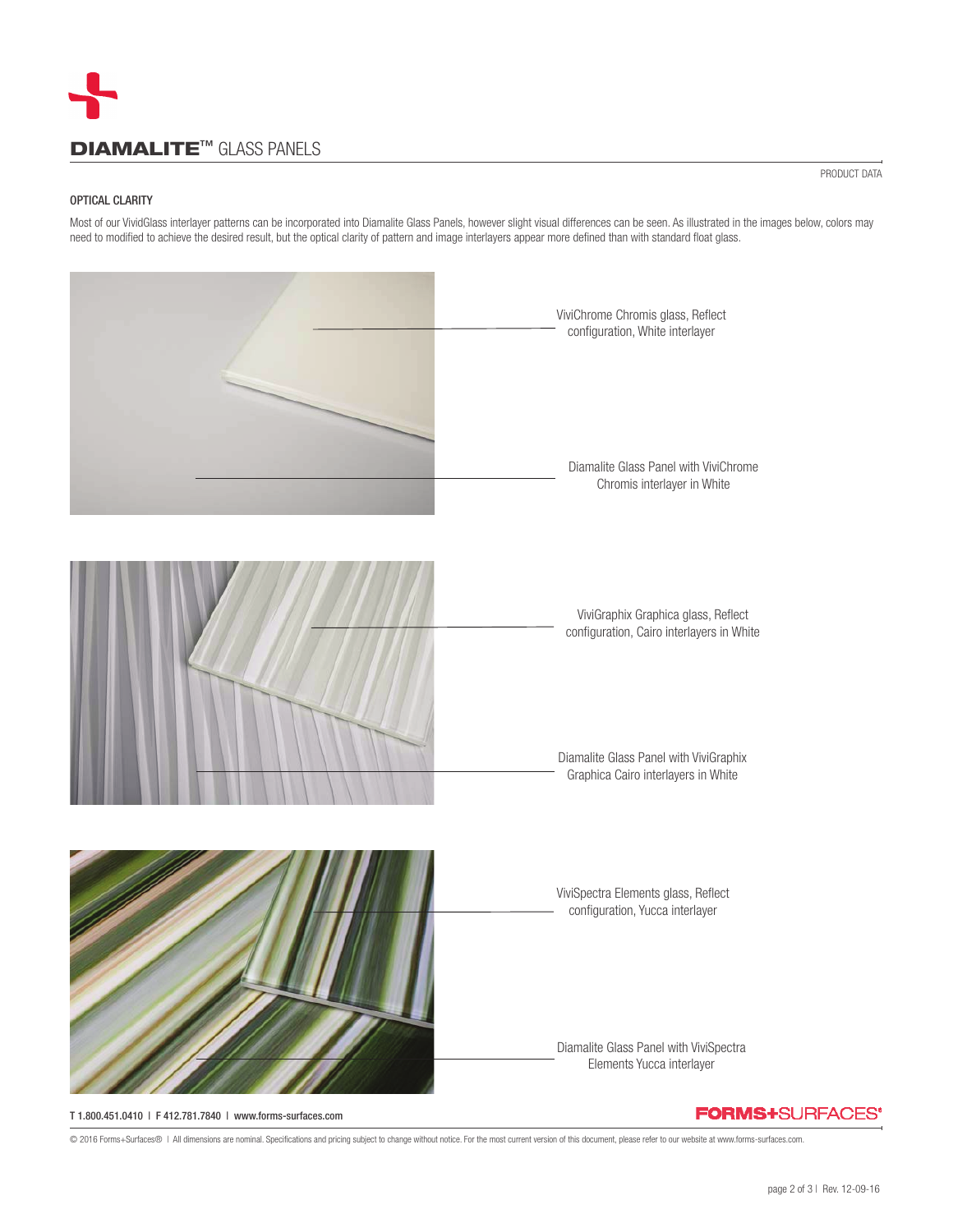# DIAMALITE™ GLASS PANELS

PRODUCT DATA

## OPTICAL CLARITY

Most of our VividGlass interlayer patterns can be incorporated into Diamalite Glass Panels, however slight visual differences can be seen. As illustrated in the images below, colors may need to modified to achieve the desired result, but the optical clarity of pattern and image interlayers appear more defined than with standard float glass.

ViviChrome Chromis glass, Reflect configuration, White interlayer

Diamalite Glass Panel with ViviChrome Chromis interlayer in White

ViviGraphix Graphica glass, Reflect configuration, Cairo interlayers in White

Diamalite Glass Panel with ViviGraphix Graphica Cairo interlayers in White

ViviSpectra Elements glass, Reflect configuration, Yucca interlayer

Diamalite Glass Panel with ViviSpectra Elements Yucca interlayer

T 1.800.451.0410 | F 412.781.7840 | www.forms-surfaces.com

FORMS+SURFACES®

© 2016 Forms+Surfaces® | All dimensions are nominal. Specifications and pricing subject to change without notice. For the most current version of this document, please refer to our website at www.forms-surfaces.com.

Rev. 12-09-16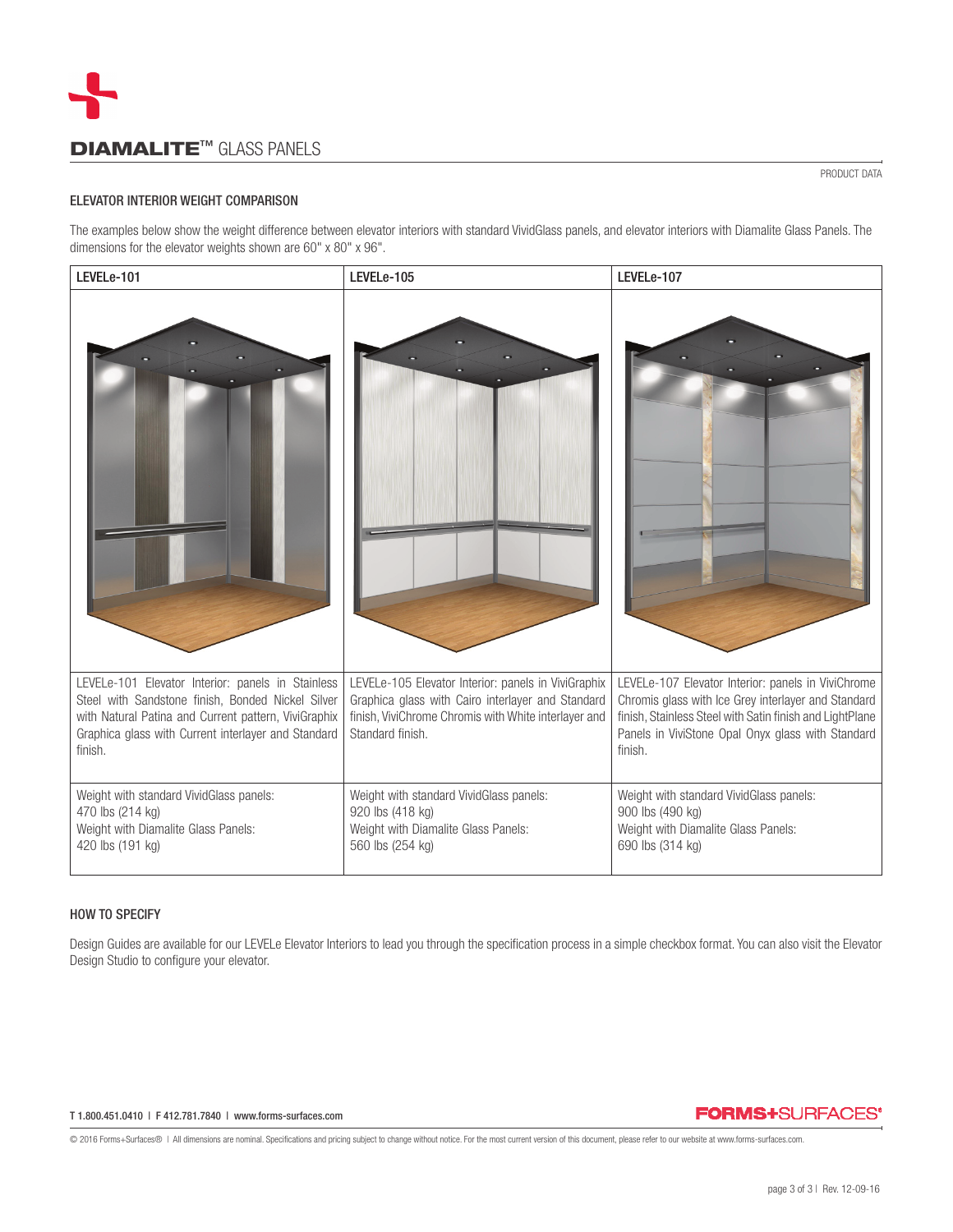# DIAMALITE™ GLASS PANELS

PRODUCT DATA

## ELEVATOR INTERIOR WEIGHT COMPARISON

The examples below show the weight difference between elevator interiors with standard VividGlass panels, and elevator interiors with Diamalite Glass Panels. The dimensions for the elevator weights shown are 60" x 80" x 96".

| LEVELe-101 | LEVELe-105 | LEVELe-107 |
|---|---|---|
| | | |
| LEVELe-101 Elevator Interior: panels in Stainless Steel with Sandstone finish, Bonded Nickel Silver with Natural Patina and Current pattern, ViviGraphix Graphica glass with Current interlayer and Standard finish. | LEVELe-105 Elevator Interior: panels in ViviGraphix Graphica glass with Cairo interlayer and Standard finish, ViviChrome Chromis with White interlayer and Standard finish. | LEVELe-107 Elevator Interior: panels in ViviChrome Chromis glass with Ice Grey interlayer and Standard finish, Stainless Steel with Satin finish and LightPlane Panels in ViviStone Opal Onyx glass with Standard finish. |
| Weight with standard VividGlass panels: 470 lbs (214 kg) Weight with Diamalite Glass Panels: 420 lbs (191 kg) | Weight with standard VividGlass panels: 920 lbs (418 kg) Weight with Diamalite Glass Panels: 560 lbs (254 kg) | Weight with standard VividGlass panels: 900 lbs (490 kg) Weight with Diamalite Glass Panels: 690 lbs (314 kg) |

## HOW TO SPECIFY

Design Guides are available for our LEVELe Elevator Interiors to lead you through the specification process in a simple checkbox format. You can also visit the Elevator Design Studio to configure your elevator.

T 1.800.451.0410 | F 412.781.7840 | www.forms-surfaces.com

FORMS+SURFACES®

© 2016 Forms+Surfaces® | All dimensions are nominal. Specifications and pricing subject to change without notice. For the most current version of this document, please refer to our website at www.forms-surfaces.com.